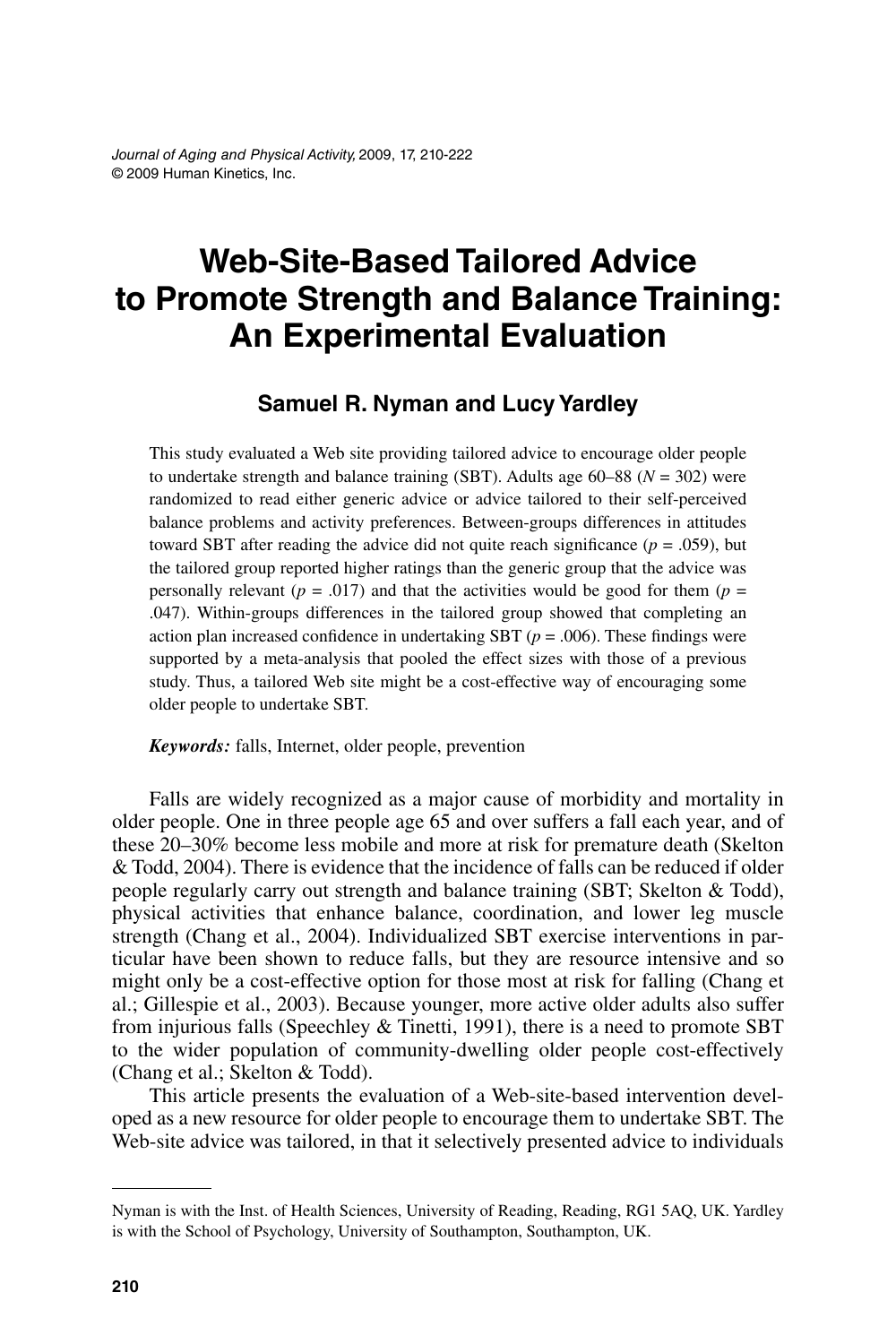# Web-Site-Based Tailored Advice to Promote Strength and Balance Training: An Experimental Evaluation

**Samuel R. Nyman and Lucy Yardley**

This study evaluated a Web site providing tailored advice to encourage older people to undertake strength and balance training (SBT). Adults age 60–88 ($N = 302$) were randomized to read either generic advice or advice tailored to their self-perceived balance problems and activity preferences. Between-groups differences in attitudes toward SBT after reading the advice did not quite reach significance ($p = .059$), but the tailored group reported higher ratings than the generic group that the advice was personally relevant ($p = .017$) and that the activities would be good for them ($p = .047$). Within-groups differences in the tailored group showed that completing an action plan increased confidence in undertaking SBT ($p = .006$). These findings were supported by a meta-analysis that pooled the effect sizes with those of a previous study. Thus, a tailored Web site might be a cost-effective way of encouraging some older people to undertake SBT.

***Keywords:*** falls, Internet, older people, prevention

Falls are widely recognized as a major cause of morbidity and mortality in older people. One in three people age 65 and over suffers a fall each year, and of these 20–30% become less mobile and more at risk for premature death (Skelton & Todd, 2004). There is evidence that the incidence of falls can be reduced if older people regularly carry out strength and balance training (SBT; Skelton & Todd), physical activities that enhance balance, coordination, and lower leg muscle strength (Chang et al., 2004). Individualized SBT exercise interventions in particular have been shown to reduce falls, but they are resource intensive and so might only be a cost-effective option for those most at risk for falling (Chang et al.; Gillespie et al., 2003). Because younger, more active older adults also suffer from injurious falls (Speechley & Tinetti, 1991), there is a need to promote SBT to the wider population of community-dwelling older people cost-effectively (Chang et al.; Skelton & Todd).

This article presents the evaluation of a Web-site-based intervention developed as a new resource for older people to encourage them to undertake SBT. The Web-site advice was tailored, in that it selectively presented advice to individuals

---

Nyman is with the Inst. of Health Sciences, University of Reading, Reading, RG1 5AQ, UK. Yardley is with the School of Psychology, University of Southampton, Southampton, UK.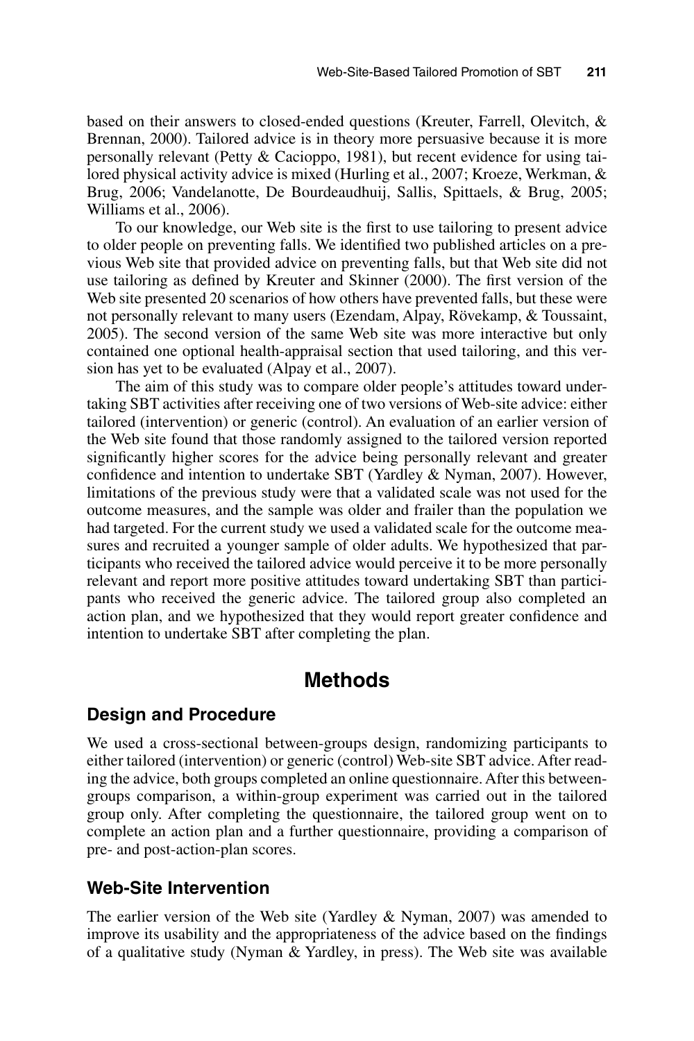based on their answers to closed-ended questions (Kreuter, Farrell, Olevitch, & Brennan, 2000). Tailored advice is in theory more persuasive because it is more personally relevant (Petty & Cacioppo, 1981), but recent evidence for using tailored physical activity advice is mixed (Hurling et al., 2007; Kroeze, Werkman, & Brug, 2006; Vandelanotte, De Bourdeaudhuij, Sallis, Spittaels, & Brug, 2005; Williams et al., 2006).

To our knowledge, our Web site is the first to use tailoring to present advice to older people on preventing falls. We identified two published articles on a previous Web site that provided advice on preventing falls, but that Web site did not use tailoring as defined by Kreuter and Skinner (2000). The first version of the Web site presented 20 scenarios of how others have prevented falls, but these were not personally relevant to many users (Ezendam, Alpay, Rövekamp, & Toussaint, 2005). The second version of the same Web site was more interactive but only contained one optional health-appraisal section that used tailoring, and this version has yet to be evaluated (Alpay et al., 2007).

The aim of this study was to compare older people's attitudes toward undertaking SBT activities after receiving one of two versions of Web-site advice: either tailored (intervention) or generic (control). An evaluation of an earlier version of the Web site found that those randomly assigned to the tailored version reported significantly higher scores for the advice being personally relevant and greater confidence and intention to undertake SBT (Yardley & Nyman, 2007). However, limitations of the previous study were that a validated scale was not used for the outcome measures, and the sample was older and frailer than the population we had targeted. For the current study we used a validated scale for the outcome measures and recruited a younger sample of older adults. We hypothesized that participants who received the tailored advice would perceive it to be more personally relevant and report more positive attitudes toward undertaking SBT than participants who received the generic advice. The tailored group also completed an action plan, and we hypothesized that they would report greater confidence and intention to undertake SBT after completing the plan.

# Methods

## Design and Procedure

We used a cross-sectional between-groups design, randomizing participants to either tailored (intervention) or generic (control) Web-site SBT advice. After reading the advice, both groups completed an online questionnaire. After this between-groups comparison, a within-group experiment was carried out in the tailored group only. After completing the questionnaire, the tailored group went on to complete an action plan and a further questionnaire, providing a comparison of pre- and post-action-plan scores.

## Web-Site Intervention

The earlier version of the Web site (Yardley & Nyman, 2007) was amended to improve its usability and the appropriateness of the advice based on the findings of a qualitative study (Nyman & Yardley, in press). The Web site was available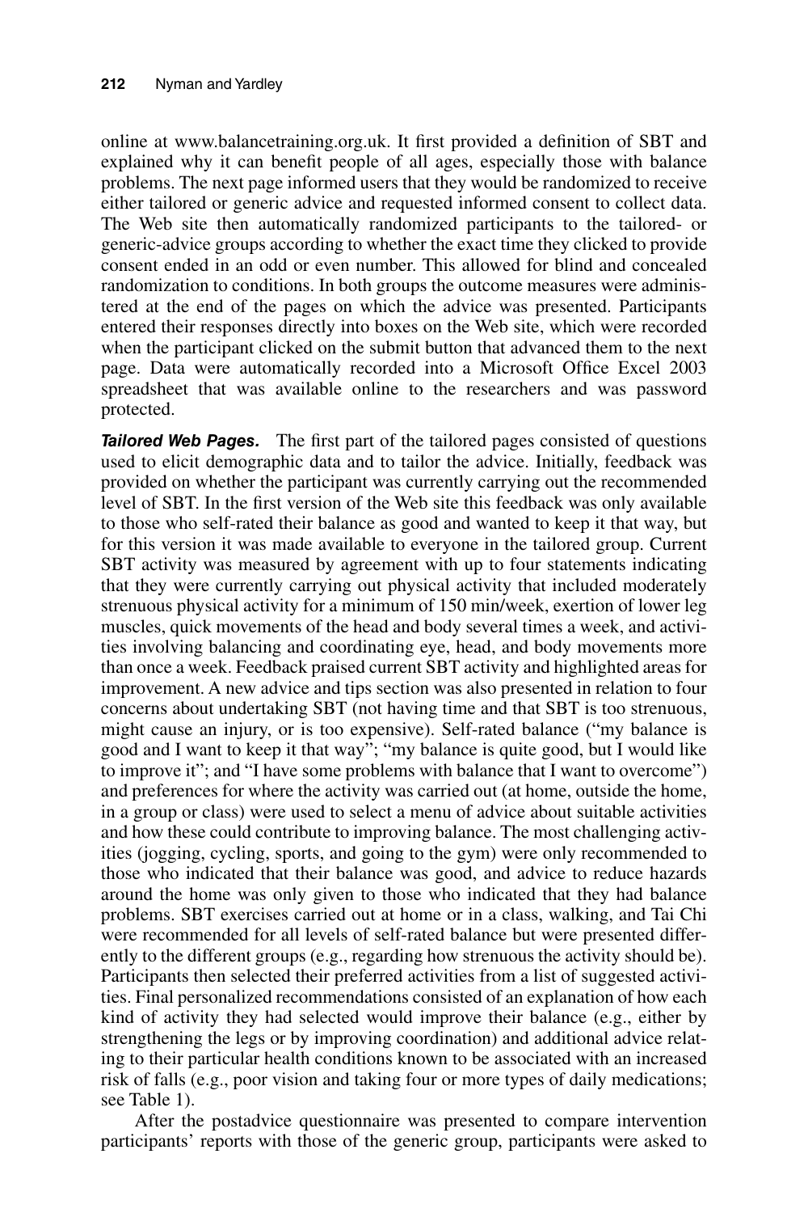online at www.balancetraining.org.uk. It first provided a definition of SBT and explained why it can benefit people of all ages, especially those with balance problems. The next page informed users that they would be randomized to receive either tailored or generic advice and requested informed consent to collect data. The Web site then automatically randomized participants to the tailored- or generic-advice groups according to whether the exact time they clicked to provide consent ended in an odd or even number. This allowed for blind and concealed randomization to conditions. In both groups the outcome measures were administered at the end of the pages on which the advice was presented. Participants entered their responses directly into boxes on the Web site, which were recorded when the participant clicked on the submit button that advanced them to the next page. Data were automatically recorded into a Microsoft Office Excel 2003 spreadsheet that was available online to the researchers and was password protected.

***Tailored Web Pages.*** The first part of the tailored pages consisted of questions used to elicit demographic data and to tailor the advice. Initially, feedback was provided on whether the participant was currently carrying out the recommended level of SBT. In the first version of the Web site this feedback was only available to those who self-rated their balance as good and wanted to keep it that way, but for this version it was made available to everyone in the tailored group. Current SBT activity was measured by agreement with up to four statements indicating that they were currently carrying out physical activity that included moderately strenuous physical activity for a minimum of 150 min/week, exertion of lower leg muscles, quick movements of the head and body several times a week, and activities involving balancing and coordinating eye, head, and body movements more than once a week. Feedback praised current SBT activity and highlighted areas for improvement. A new advice and tips section was also presented in relation to four concerns about undertaking SBT (not having time and that SBT is too strenuous, might cause an injury, or is too expensive). Self-rated balance ("my balance is good and I want to keep it that way"; "my balance is quite good, but I would like to improve it"; and "I have some problems with balance that I want to overcome") and preferences for where the activity was carried out (at home, outside the home, in a group or class) were used to select a menu of advice about suitable activities and how these could contribute to improving balance. The most challenging activities (jogging, cycling, sports, and going to the gym) were only recommended to those who indicated that their balance was good, and advice to reduce hazards around the home was only given to those who indicated that they had balance problems. SBT exercises carried out at home or in a class, walking, and Tai Chi were recommended for all levels of self-rated balance but were presented differently to the different groups (e.g., regarding how strenuous the activity should be). Participants then selected their preferred activities from a list of suggested activities. Final personalized recommendations consisted of an explanation of how each kind of activity they had selected would improve their balance (e.g., either by strengthening the legs or by improving coordination) and additional advice relating to their particular health conditions known to be associated with an increased risk of falls (e.g., poor vision and taking four or more types of daily medications; see Table 1).

After the postadvice questionnaire was presented to compare intervention participants' reports with those of the generic group, participants were asked to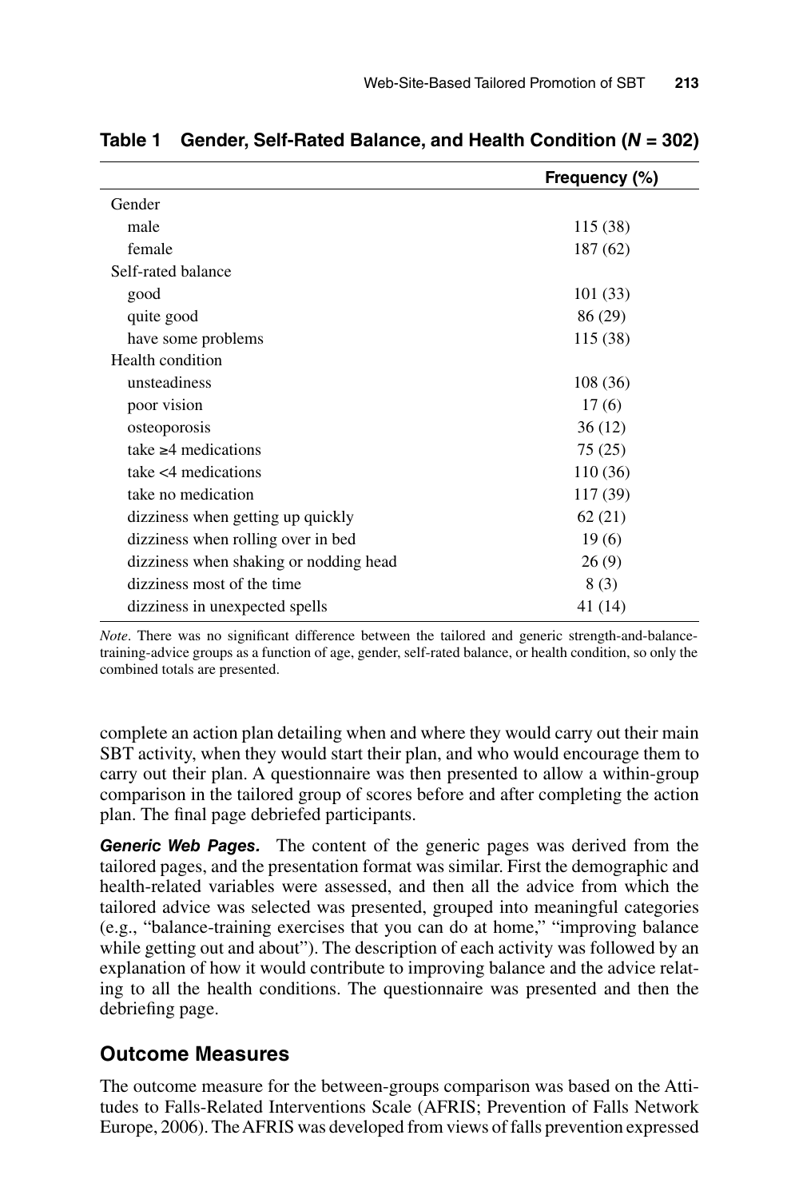**Table 1 Gender, Self-Rated Balance, and Health Condition (*N* = 302)**

| | Frequency (%) |
|---|---|
| Gender | |
| male | 115 (38) |
| female | 187 (62) |
| Self-rated balance | |
| good | 101 (33) |
| quite good | 86 (29) |
| have some problems | 115 (38) |
| Health condition | |
| unsteadiness | 108 (36) |
| poor vision | 17 (6) |
| osteoporosis | 36 (12) |
| take ≥4 medications | 75 (25) |
| take <4 medications | 110 (36) |
| take no medication | 117 (39) |
| dizziness when getting up quickly | 62 (21) |
| dizziness when rolling over in bed | 19 (6) |
| dizziness when shaking or nodding head | 26 (9) |
| dizziness most of the time | 8 (3) |
| dizziness in unexpected spells | 41 (14) |

*Note*. There was no significant difference between the tailored and generic strength-and-balance-training-advice groups as a function of age, gender, self-rated balance, or health condition, so only the combined totals are presented.

complete an action plan detailing when and where they would carry out their main SBT activity, when they would start their plan, and who would encourage them to carry out their plan. A questionnaire was then presented to allow a within-group comparison in the tailored group of scores before and after completing the action plan. The final page debriefed participants.

***Generic Web Pages.*** The content of the generic pages was derived from the tailored pages, and the presentation format was similar. First the demographic and health-related variables were assessed, and then all the advice from which the tailored advice was selected was presented, grouped into meaningful categories (e.g., "balance-training exercises that you can do at home," "improving balance while getting out and about"). The description of each activity was followed by an explanation of how it would contribute to improving balance and the advice relating to all the health conditions. The questionnaire was presented and then the debriefing page.

## Outcome Measures

The outcome measure for the between-groups comparison was based on the Attitudes to Falls-Related Interventions Scale (AFRIS; Prevention of Falls Network Europe, 2006). The AFRIS was developed from views of falls prevention expressed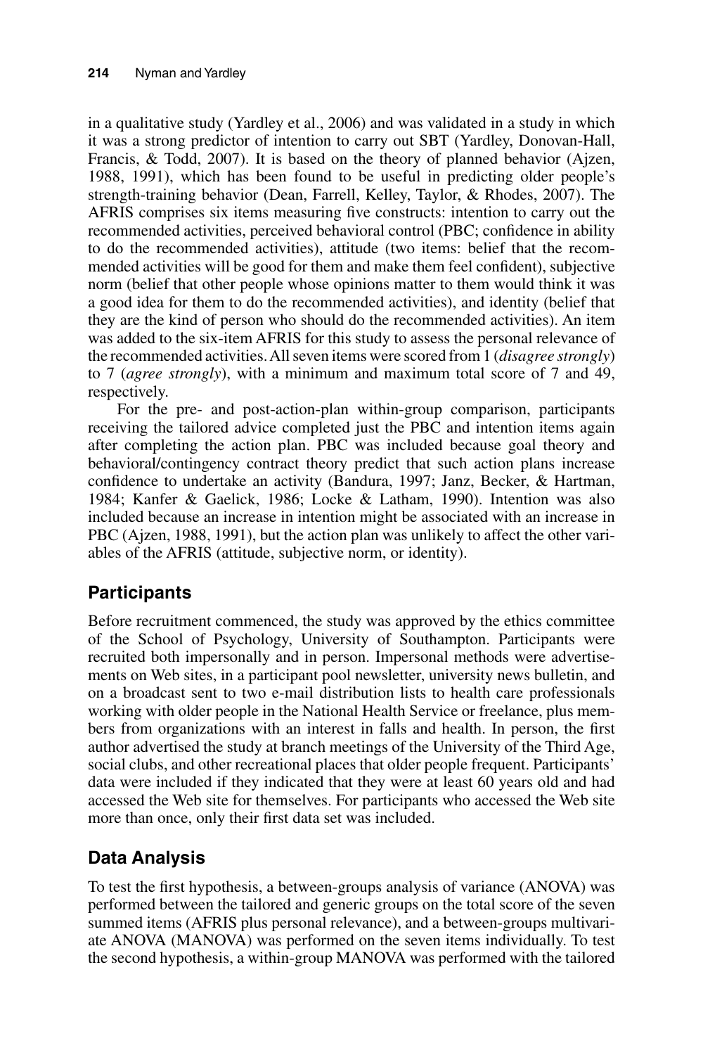in a qualitative study (Yardley et al., 2006) and was validated in a study in which it was a strong predictor of intention to carry out SBT (Yardley, Donovan-Hall, Francis, & Todd, 2007). It is based on the theory of planned behavior (Ajzen, 1988, 1991), which has been found to be useful in predicting older people's strength-training behavior (Dean, Farrell, Kelley, Taylor, & Rhodes, 2007). The AFRIS comprises six items measuring five constructs: intention to carry out the recommended activities, perceived behavioral control (PBC; confidence in ability to do the recommended activities), attitude (two items: belief that the recommended activities will be good for them and make them feel confident), subjective norm (belief that other people whose opinions matter to them would think it was a good idea for them to do the recommended activities), and identity (belief that they are the kind of person who should do the recommended activities). An item was added to the six-item AFRIS for this study to assess the personal relevance of the recommended activities. All seven items were scored from 1 (*disagree strongly*) to 7 (*agree strongly*), with a minimum and maximum total score of 7 and 49, respectively.

For the pre- and post-action-plan within-group comparison, participants receiving the tailored advice completed just the PBC and intention items again after completing the action plan. PBC was included because goal theory and behavioral/contingency contract theory predict that such action plans increase confidence to undertake an activity (Bandura, 1997; Janz, Becker, & Hartman, 1984; Kanfer & Gaelick, 1986; Locke & Latham, 1990). Intention was also included because an increase in intention might be associated with an increase in PBC (Ajzen, 1988, 1991), but the action plan was unlikely to affect the other variables of the AFRIS (attitude, subjective norm, or identity).

## Participants

Before recruitment commenced, the study was approved by the ethics committee of the School of Psychology, University of Southampton. Participants were recruited both impersonally and in person. Impersonal methods were advertisements on Web sites, in a participant pool newsletter, university news bulletin, and on a broadcast sent to two e-mail distribution lists to health care professionals working with older people in the National Health Service or freelance, plus members from organizations with an interest in falls and health. In person, the first author advertised the study at branch meetings of the University of the Third Age, social clubs, and other recreational places that older people frequent. Participants' data were included if they indicated that they were at least 60 years old and had accessed the Web site for themselves. For participants who accessed the Web site more than once, only their first data set was included.

## Data Analysis

To test the first hypothesis, a between-groups analysis of variance (ANOVA) was performed between the tailored and generic groups on the total score of the seven summed items (AFRIS plus personal relevance), and a between-groups multivariate ANOVA (MANOVA) was performed on the seven items individually. To test the second hypothesis, a within-group MANOVA was performed with the tailored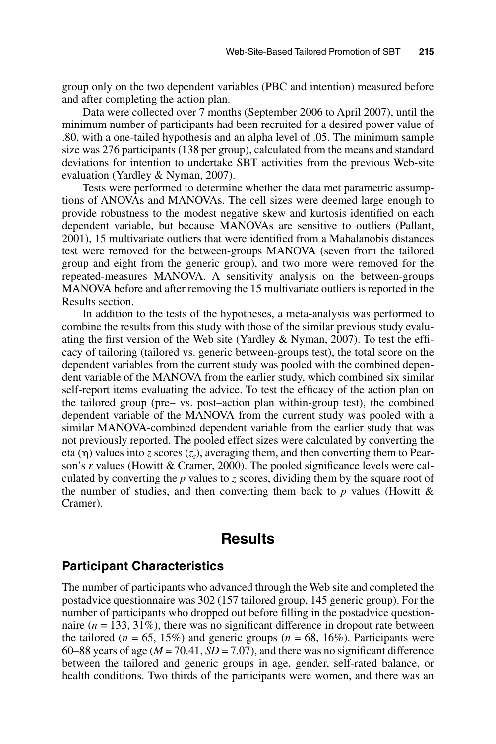group only on the two dependent variables (PBC and intention) measured before and after completing the action plan.

Data were collected over 7 months (September 2006 to April 2007), until the minimum number of participants had been recruited for a desired power value of .80, with a one-tailed hypothesis and an alpha level of .05. The minimum sample size was 276 participants (138 per group), calculated from the means and standard deviations for intention to undertake SBT activities from the previous Web-site evaluation (Yardley & Nyman, 2007).

Tests were performed to determine whether the data met parametric assumptions of ANOVAs and MANOVAs. The cell sizes were deemed large enough to provide robustness to the modest negative skew and kurtosis identified on each dependent variable, but because MANOVAs are sensitive to outliers (Pallant, 2001), 15 multivariate outliers that were identified from a Mahalanobis distances test were removed for the between-groups MANOVA (seven from the tailored group and eight from the generic group), and two more were removed for the repeated-measures MANOVA. A sensitivity analysis on the between-groups MANOVA before and after removing the 15 multivariate outliers is reported in the Results section.

In addition to the tests of the hypotheses, a meta-analysis was performed to combine the results from this study with those of the similar previous study evaluating the first version of the Web site (Yardley & Nyman, 2007). To test the efficacy of tailoring (tailored vs. generic between-groups test), the total score on the dependent variables from the current study was pooled with the combined dependent variable of the MANOVA from the earlier study, which combined six similar self-report items evaluating the advice. To test the efficacy of the action plan on the tailored group (pre– vs. post–action plan within-group test), the combined dependent variable of the MANOVA from the current study was pooled with a similar MANOVA-combined dependent variable from the earlier study that was not previously reported. The pooled effect sizes were calculated by converting the eta ($\eta$) values into *z* scores ($z_r$), averaging them, and then converting them to Pearson's *r* values (Howitt & Cramer, 2000). The pooled significance levels were calculated by converting the *p* values to *z* scores, dividing them by the square root of the number of studies, and then converting them back to *p* values (Howitt & Cramer).

# Results

## Participant Characteristics

The number of participants who advanced through the Web site and completed the postadvice questionnaire was 302 (157 tailored group, 145 generic group). For the number of participants who dropped out before filling in the postadvice questionnaire ($n = 133$, 31%), there was no significant difference in dropout rate between the tailored ($n = 65$, 15%) and generic groups ($n = 68$, 16%). Participants were 60–88 years of age ($M = 70.41$, $SD = 7.07$), and there was no significant difference between the tailored and generic groups in age, gender, self-rated balance, or health conditions. Two thirds of the participants were women, and there was an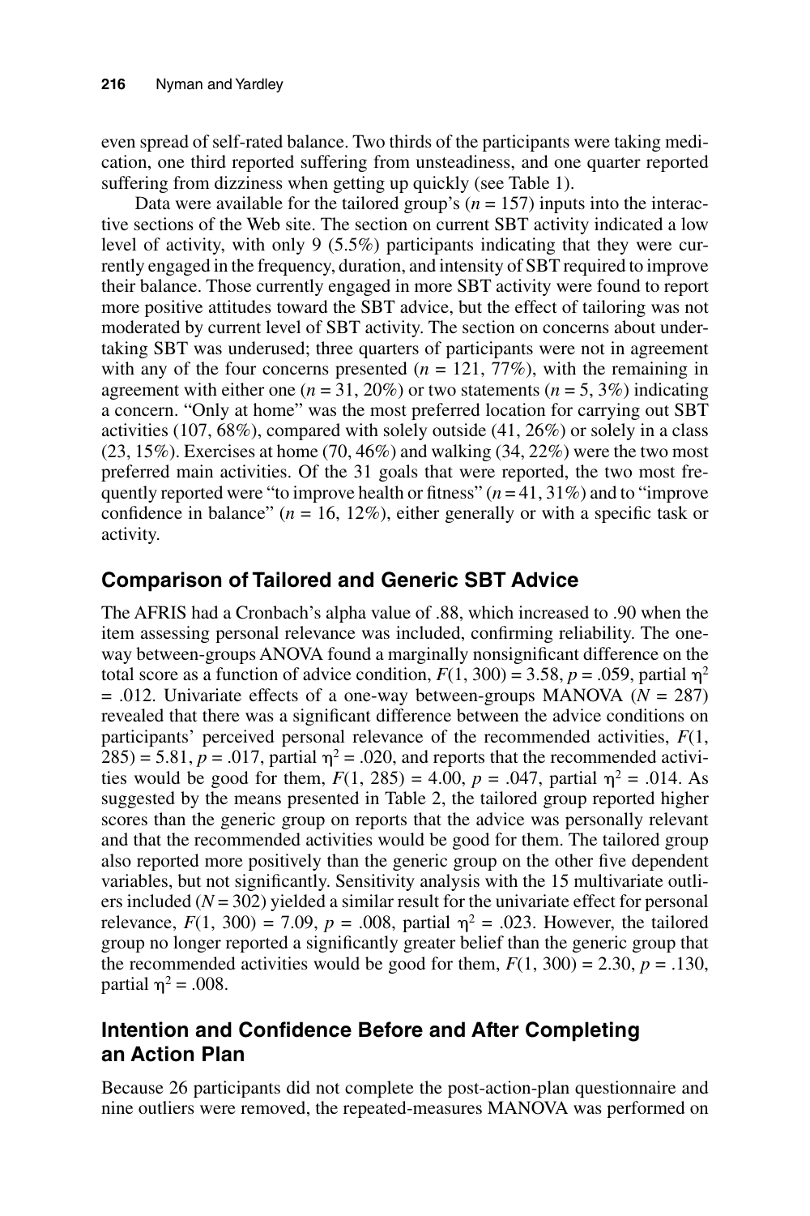even spread of self-rated balance. Two thirds of the participants were taking medication, one third reported suffering from unsteadiness, and one quarter reported suffering from dizziness when getting up quickly (see Table 1).

Data were available for the tailored group's ($n$ = 157) inputs into the interactive sections of the Web site. The section on current SBT activity indicated a low level of activity, with only 9 (5.5%) participants indicating that they were currently engaged in the frequency, duration, and intensity of SBT required to improve their balance. Those currently engaged in more SBT activity were found to report more positive attitudes toward the SBT advice, but the effect of tailoring was not moderated by current level of SBT activity. The section on concerns about undertaking SBT was underused; three quarters of participants were not in agreement with any of the four concerns presented ($n$ = 121, 77%), with the remaining in agreement with either one ($n$ = 31, 20%) or two statements ($n$ = 5, 3%) indicating a concern. "Only at home" was the most preferred location for carrying out SBT activities (107, 68%), compared with solely outside (41, 26%) or solely in a class (23, 15%). Exercises at home (70, 46%) and walking (34, 22%) were the two most preferred main activities. Of the 31 goals that were reported, the two most frequently reported were "to improve health or fitness" ($n$ = 41, 31%) and to "improve confidence in balance" ($n$ = 16, 12%), either generally or with a specific task or activity.

## Comparison of Tailored and Generic SBT Advice

The AFRIS had a Cronbach's alpha value of .88, which increased to .90 when the item assessing personal relevance was included, confirming reliability. The one-way between-groups ANOVA found a marginally nonsignificant difference on the total score as a function of advice condition, $F(1, 300) = 3.58$, $p = .059$, partial $\eta^2 = .012$. Univariate effects of a one-way between-groups MANOVA ($N$ = 287) revealed that there was a significant difference between the advice conditions on participants' perceived personal relevance of the recommended activities, $F(1, 285) = 5.81$, $p = .017$, partial $\eta^2 = .020$, and reports that the recommended activities would be good for them, $F(1, 285) = 4.00$, $p = .047$, partial $\eta^2 = .014$. As suggested by the means presented in Table 2, the tailored group reported higher scores than the generic group on reports that the advice was personally relevant and that the recommended activities would be good for them. The tailored group also reported more positively than the generic group on the other five dependent variables, but not significantly. Sensitivity analysis with the 15 multivariate outliers included ($N$ = 302) yielded a similar result for the univariate effect for personal relevance, $F(1, 300) = 7.09$, $p = .008$, partial $\eta^2 = .023$. However, the tailored group no longer reported a significantly greater belief than the generic group that the recommended activities would be good for them, $F(1, 300) = 2.30$, $p = .130$, partial $\eta^2 = .008$.

## Intention and Confidence Before and After Completing an Action Plan

Because 26 participants did not complete the post-action-plan questionnaire and nine outliers were removed, the repeated-measures MANOVA was performed on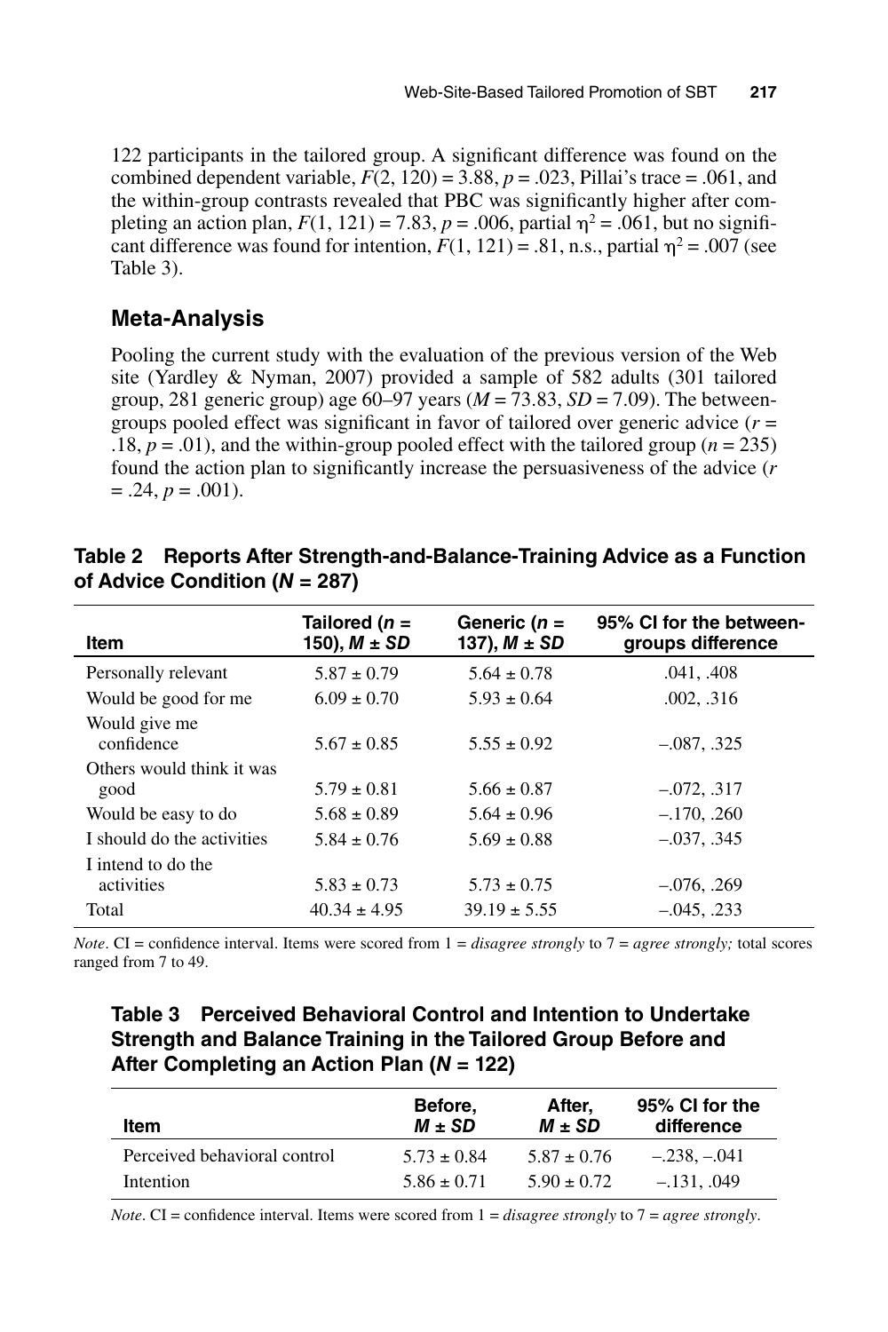122 participants in the tailored group. A significant difference was found on the combined dependent variable, $F(2, 120) = 3.88$, $p = .023$, Pillai's trace = .061, and the within-group contrasts revealed that PBC was significantly higher after completing an action plan, $F(1, 121) = 7.83$, $p = .006$, partial $\eta^2 = .061$, but no significant difference was found for intention, $F(1, 121) = .81$, n.s., partial $\eta^2 = .007$ (see Table 3).

## Meta-Analysis

Pooling the current study with the evaluation of the previous version of the Web site (Yardley & Nyman, 2007) provided a sample of 582 adults (301 tailored group, 281 generic group) age 60–97 years ($M = 73.83$, $SD = 7.09$). The between-groups pooled effect was significant in favor of tailored over generic advice ($r = .18$, $p = .01$), and the within-group pooled effect with the tailored group ($n = 235$) found the action plan to significantly increase the persuasiveness of the advice ($r = .24$, $p = .001$).

**Table 2 Reports After Strength-and-Balance-Training Advice as a Function of Advice Condition (*N* = 287)**

| Item | Tailored (*n* = 150), *M* ± *SD* | Generic (*n* = 137), *M* ± *SD* | 95% CI for the between-groups difference |
|---|---|---|---|
| Personally relevant | 5.87 ± 0.79 | 5.64 ± 0.78 | .041, .408 |
| Would be good for me | 6.09 ± 0.70 | 5.93 ± 0.64 | .002, .316 |
| Would give me confidence | 5.67 ± 0.85 | 5.55 ± 0.92 | –.087, .325 |
| Others would think it was good | 5.79 ± 0.81 | 5.66 ± 0.87 | –.072, .317 |
| Would be easy to do | 5.68 ± 0.89 | 5.64 ± 0.96 | –.170, .260 |
| I should do the activities | 5.84 ± 0.76 | 5.69 ± 0.88 | –.037, .345 |
| I intend to do the activities | 5.83 ± 0.73 | 5.73 ± 0.75 | –.076, .269 |
| Total | 40.34 ± 4.95 | 39.19 ± 5.55 | –.045, .233 |

*Note*. CI = confidence interval. Items were scored from 1 = *disagree strongly* to 7 = *agree strongly;* total scores ranged from 7 to 49.

**Table 3 Perceived Behavioral Control and Intention to Undertake Strength and Balance Training in the Tailored Group Before and After Completing an Action Plan (*N* = 122)**

| Item | Before, *M* ± *SD* | After, *M* ± *SD* | 95% CI for the difference |
|---|---|---|---|
| Perceived behavioral control | 5.73 ± 0.84 | 5.87 ± 0.76 | –.238, –.041 |
| Intention | 5.86 ± 0.71 | 5.90 ± 0.72 | –.131, .049 |

*Note*. CI = confidence interval. Items were scored from 1 = *disagree strongly* to 7 = *agree strongly*.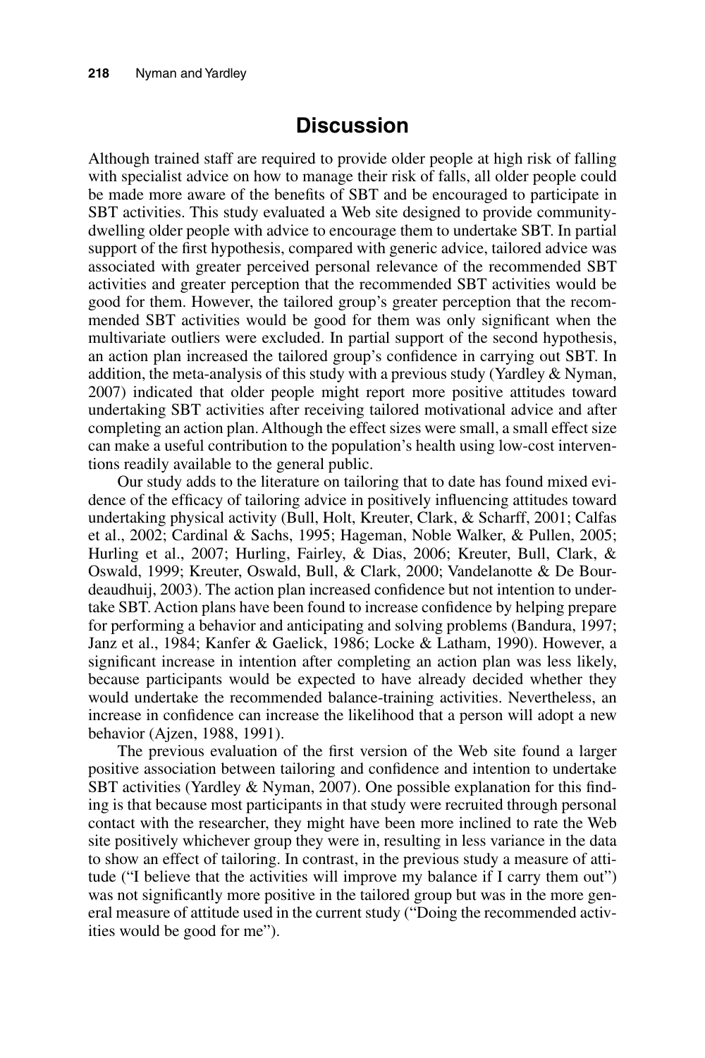## Discussion

Although trained staff are required to provide older people at high risk of falling with specialist advice on how to manage their risk of falls, all older people could be made more aware of the benefits of SBT and be encouraged to participate in SBT activities. This study evaluated a Web site designed to provide community-dwelling older people with advice to encourage them to undertake SBT. In partial support of the first hypothesis, compared with generic advice, tailored advice was associated with greater perceived personal relevance of the recommended SBT activities and greater perception that the recommended SBT activities would be good for them. However, the tailored group's greater perception that the recommended SBT activities would be good for them was only significant when the multivariate outliers were excluded. In partial support of the second hypothesis, an action plan increased the tailored group's confidence in carrying out SBT. In addition, the meta-analysis of this study with a previous study (Yardley & Nyman, 2007) indicated that older people might report more positive attitudes toward undertaking SBT activities after receiving tailored motivational advice and after completing an action plan. Although the effect sizes were small, a small effect size can make a useful contribution to the population's health using low-cost interventions readily available to the general public.

Our study adds to the literature on tailoring that to date has found mixed evidence of the efficacy of tailoring advice in positively influencing attitudes toward undertaking physical activity (Bull, Holt, Kreuter, Clark, & Scharff, 2001; Calfas et al., 2002; Cardinal & Sachs, 1995; Hageman, Noble Walker, & Pullen, 2005; Hurling et al., 2007; Hurling, Fairley, & Dias, 2006; Kreuter, Bull, Clark, & Oswald, 1999; Kreuter, Oswald, Bull, & Clark, 2000; Vandelanotte & De Bourdeaudhuij, 2003). The action plan increased confidence but not intention to undertake SBT. Action plans have been found to increase confidence by helping prepare for performing a behavior and anticipating and solving problems (Bandura, 1997; Janz et al., 1984; Kanfer & Gaelick, 1986; Locke & Latham, 1990). However, a significant increase in intention after completing an action plan was less likely, because participants would be expected to have already decided whether they would undertake the recommended balance-training activities. Nevertheless, an increase in confidence can increase the likelihood that a person will adopt a new behavior (Ajzen, 1988, 1991).

The previous evaluation of the first version of the Web site found a larger positive association between tailoring and confidence and intention to undertake SBT activities (Yardley & Nyman, 2007). One possible explanation for this finding is that because most participants in that study were recruited through personal contact with the researcher, they might have been more inclined to rate the Web site positively whichever group they were in, resulting in less variance in the data to show an effect of tailoring. In contrast, in the previous study a measure of attitude ("I believe that the activities will improve my balance if I carry them out") was not significantly more positive in the tailored group but was in the more general measure of attitude used in the current study ("Doing the recommended activities would be good for me").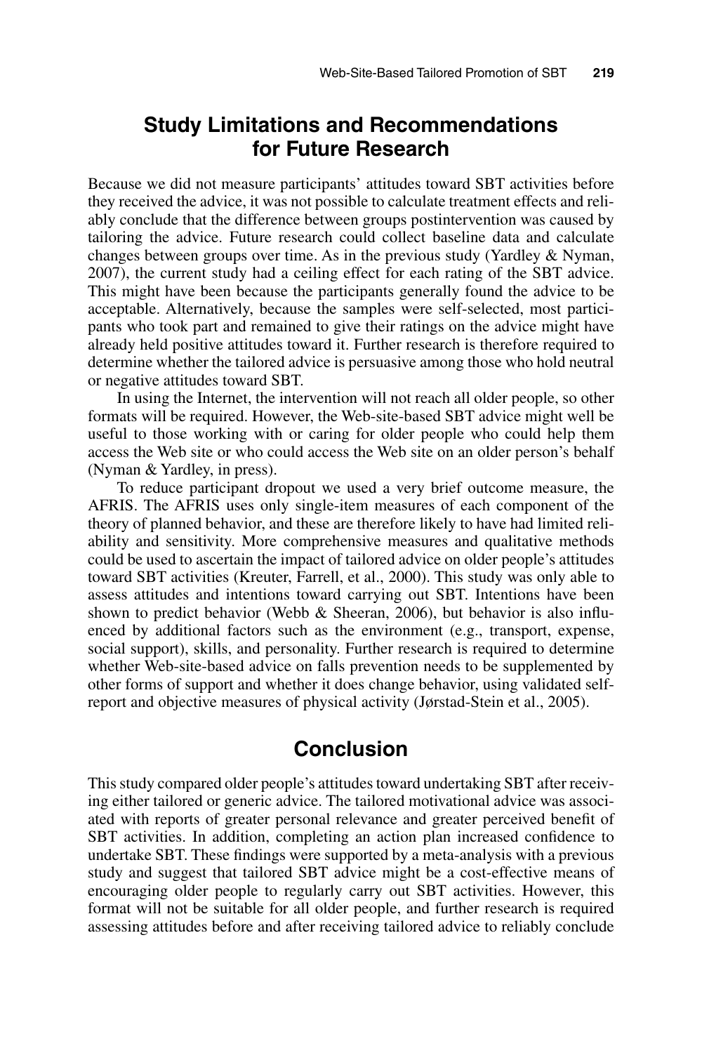## Study Limitations and Recommendations for Future Research

Because we did not measure participants' attitudes toward SBT activities before they received the advice, it was not possible to calculate treatment effects and reliably conclude that the difference between groups postintervention was caused by tailoring the advice. Future research could collect baseline data and calculate changes between groups over time. As in the previous study (Yardley & Nyman, 2007), the current study had a ceiling effect for each rating of the SBT advice. This might have been because the participants generally found the advice to be acceptable. Alternatively, because the samples were self-selected, most participants who took part and remained to give their ratings on the advice might have already held positive attitudes toward it. Further research is therefore required to determine whether the tailored advice is persuasive among those who hold neutral or negative attitudes toward SBT.

In using the Internet, the intervention will not reach all older people, so other formats will be required. However, the Web-site-based SBT advice might well be useful to those working with or caring for older people who could help them access the Web site or who could access the Web site on an older person's behalf (Nyman & Yardley, in press).

To reduce participant dropout we used a very brief outcome measure, the AFRIS. The AFRIS uses only single-item measures of each component of the theory of planned behavior, and these are therefore likely to have had limited reliability and sensitivity. More comprehensive measures and qualitative methods could be used to ascertain the impact of tailored advice on older people's attitudes toward SBT activities (Kreuter, Farrell, et al., 2000). This study was only able to assess attitudes and intentions toward carrying out SBT. Intentions have been shown to predict behavior (Webb & Sheeran, 2006), but behavior is also influenced by additional factors such as the environment (e.g., transport, expense, social support), skills, and personality. Further research is required to determine whether Web-site-based advice on falls prevention needs to be supplemented by other forms of support and whether it does change behavior, using validated self-report and objective measures of physical activity (Jørstad-Stein et al., 2005).

## Conclusion

This study compared older people's attitudes toward undertaking SBT after receiving either tailored or generic advice. The tailored motivational advice was associated with reports of greater personal relevance and greater perceived benefit of SBT activities. In addition, completing an action plan increased confidence to undertake SBT. These findings were supported by a meta-analysis with a previous study and suggest that tailored SBT advice might be a cost-effective means of encouraging older people to regularly carry out SBT activities. However, this format will not be suitable for all older people, and further research is required assessing attitudes before and after receiving tailored advice to reliably conclude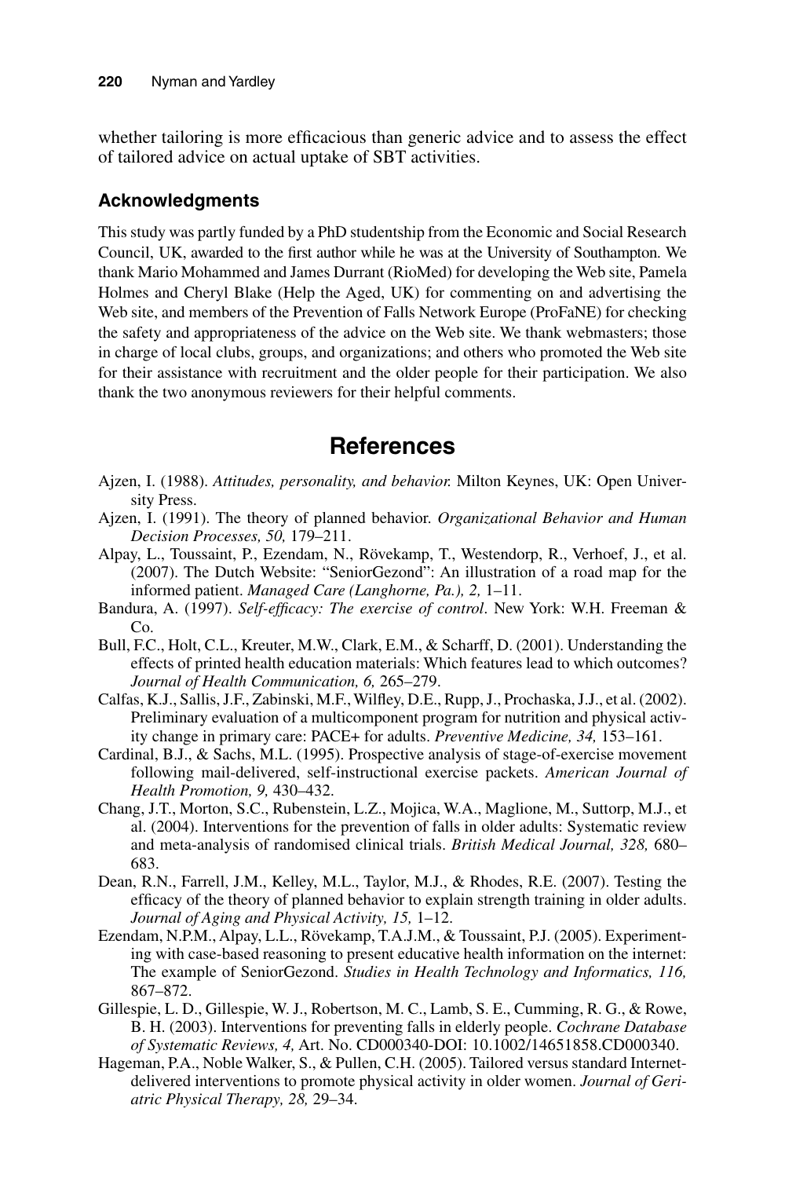whether tailoring is more efficacious than generic advice and to assess the effect of tailored advice on actual uptake of SBT activities.

### Acknowledgments

This study was partly funded by a PhD studentship from the Economic and Social Research Council, UK, awarded to the first author while he was at the University of Southampton. We thank Mario Mohammed and James Durrant (RioMed) for developing the Web site, Pamela Holmes and Cheryl Blake (Help the Aged, UK) for commenting on and advertising the Web site, and members of the Prevention of Falls Network Europe (ProFaNE) for checking the safety and appropriateness of the advice on the Web site. We thank webmasters; those in charge of local clubs, groups, and organizations; and others who promoted the Web site for their assistance with recruitment and the older people for their participation. We also thank the two anonymous reviewers for their helpful comments.

## References

Ajzen, I. (1988). *Attitudes, personality, and behavior.* Milton Keynes, UK: Open University Press.

Ajzen, I. (1991). The theory of planned behavior. *Organizational Behavior and Human Decision Processes, 50,* 179–211.

Alpay, L., Toussaint, P., Ezendam, N., Rövekamp, T., Westendorp, R., Verhoef, J., et al. (2007). The Dutch Website: "SeniorGezond": An illustration of a road map for the informed patient. *Managed Care (Langhorne, Pa.), 2,* 1–11.

Bandura, A. (1997). *Self-efficacy: The exercise of control*. New York: W.H. Freeman & Co.

Bull, F.C., Holt, C.L., Kreuter, M.W., Clark, E.M., & Scharff, D. (2001). Understanding the effects of printed health education materials: Which features lead to which outcomes? *Journal of Health Communication, 6,* 265–279.

Calfas, K.J., Sallis, J.F., Zabinski, M.F., Wilfley, D.E., Rupp, J., Prochaska, J.J., et al. (2002). Preliminary evaluation of a multicomponent program for nutrition and physical activity change in primary care: PACE+ for adults. *Preventive Medicine, 34,* 153–161.

Cardinal, B.J., & Sachs, M.L. (1995). Prospective analysis of stage-of-exercise movement following mail-delivered, self-instructional exercise packets. *American Journal of Health Promotion, 9,* 430–432.

Chang, J.T., Morton, S.C., Rubenstein, L.Z., Mojica, W.A., Maglione, M., Suttorp, M.J., et al. (2004). Interventions for the prevention of falls in older adults: Systematic review and meta-analysis of randomised clinical trials. *British Medical Journal, 328,* 680–683.

Dean, R.N., Farrell, J.M., Kelley, M.L., Taylor, M.J., & Rhodes, R.E. (2007). Testing the efficacy of the theory of planned behavior to explain strength training in older adults. *Journal of Aging and Physical Activity, 15,* 1–12.

Ezendam, N.P.M., Alpay, L.L., Rövekamp, T.A.J.M., & Toussaint, P.J. (2005). Experimenting with case-based reasoning to present educative health information on the internet: The example of SeniorGezond. *Studies in Health Technology and Informatics, 116,* 867–872.

Gillespie, L. D., Gillespie, W. J., Robertson, M. C., Lamb, S. E., Cumming, R. G., & Rowe, B. H. (2003). Interventions for preventing falls in elderly people. *Cochrane Database of Systematic Reviews, 4,* Art. No. CD000340-DOI: 10.1002/14651858.CD000340.

Hageman, P.A., Noble Walker, S., & Pullen, C.H. (2005). Tailored versus standard Internet-delivered interventions to promote physical activity in older women. *Journal of Geriatric Physical Therapy, 28,* 29–34.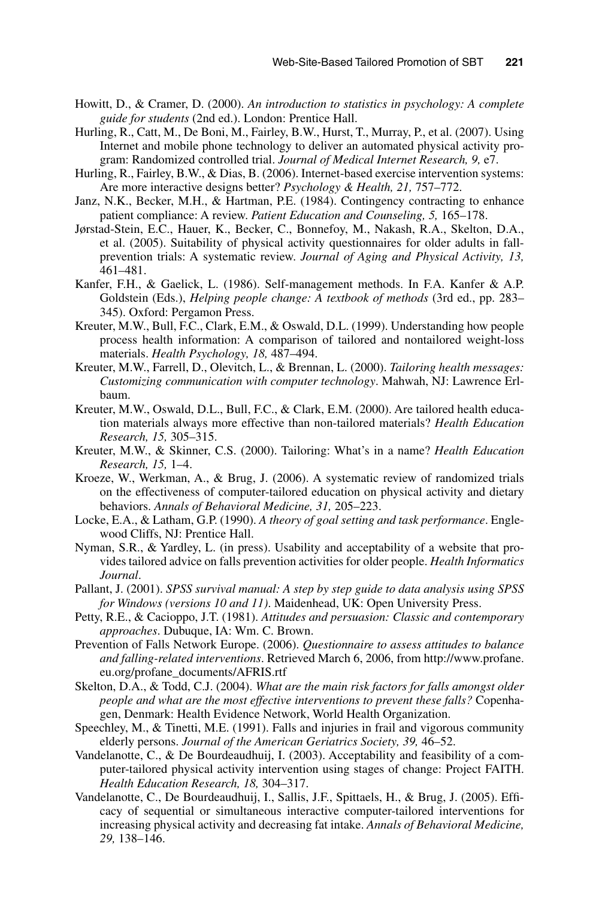Howitt, D., & Cramer, D. (2000). *An introduction to statistics in psychology: A complete guide for students* (2nd ed.). London: Prentice Hall.

Hurling, R., Catt, M., De Boni, M., Fairley, B.W., Hurst, T., Murray, P., et al. (2007). Using Internet and mobile phone technology to deliver an automated physical activity program: Randomized controlled trial. *Journal of Medical Internet Research, 9,* e7.

Hurling, R., Fairley, B.W., & Dias, B. (2006). Internet-based exercise intervention systems: Are more interactive designs better? *Psychology & Health, 21,* 757–772.

Janz, N.K., Becker, M.H., & Hartman, P.E. (1984). Contingency contracting to enhance patient compliance: A review. *Patient Education and Counseling, 5,* 165–178.

Jørstad-Stein, E.C., Hauer, K., Becker, C., Bonnefoy, M., Nakash, R.A., Skelton, D.A., et al. (2005). Suitability of physical activity questionnaires for older adults in fall-prevention trials: A systematic review. *Journal of Aging and Physical Activity, 13,* 461–481.

Kanfer, F.H., & Gaelick, L. (1986). Self-management methods. In F.A. Kanfer & A.P. Goldstein (Eds.), *Helping people change: A textbook of methods* (3rd ed., pp. 283–345). Oxford: Pergamon Press.

Kreuter, M.W., Bull, F.C., Clark, E.M., & Oswald, D.L. (1999). Understanding how people process health information: A comparison of tailored and nontailored weight-loss materials. *Health Psychology, 18,* 487–494.

Kreuter, M.W., Farrell, D., Olevitch, L., & Brennan, L. (2000). *Tailoring health messages: Customizing communication with computer technology*. Mahwah, NJ: Lawrence Erlbaum.

Kreuter, M.W., Oswald, D.L., Bull, F.C., & Clark, E.M. (2000). Are tailored health education materials always more effective than non-tailored materials? *Health Education Research, 15,* 305–315.

Kreuter, M.W., & Skinner, C.S. (2000). Tailoring: What's in a name? *Health Education Research, 15,* 1–4.

Kroeze, W., Werkman, A., & Brug, J. (2006). A systematic review of randomized trials on the effectiveness of computer-tailored education on physical activity and dietary behaviors. *Annals of Behavioral Medicine, 31,* 205–223.

Locke, E.A., & Latham, G.P. (1990). *A theory of goal setting and task performance*. Englewood Cliffs, NJ: Prentice Hall.

Nyman, S.R., & Yardley, L. (in press). Usability and acceptability of a website that provides tailored advice on falls prevention activities for older people. *Health Informatics Journal*.

Pallant, J. (2001). *SPSS survival manual: A step by step guide to data analysis using SPSS for Windows (versions 10 and 11)*. Maidenhead, UK: Open University Press.

Petty, R.E., & Cacioppo, J.T. (1981). *Attitudes and persuasion: Classic and contemporary approaches*. Dubuque, IA: Wm. C. Brown.

Prevention of Falls Network Europe. (2006). *Questionnaire to assess attitudes to balance and falling-related interventions*. Retrieved March 6, 2006, from http://www.profane.eu.org/profane_documents/AFRIS.rtf

Skelton, D.A., & Todd, C.J. (2004). *What are the main risk factors for falls amongst older people and what are the most effective interventions to prevent these falls?* Copenhagen, Denmark: Health Evidence Network, World Health Organization.

Speechley, M., & Tinetti, M.E. (1991). Falls and injuries in frail and vigorous community elderly persons. *Journal of the American Geriatrics Society, 39,* 46–52.

Vandelanotte, C., & De Bourdeaudhuij, I. (2003). Acceptability and feasibility of a computer-tailored physical activity intervention using stages of change: Project FAITH. *Health Education Research, 18,* 304–317.

Vandelanotte, C., De Bourdeaudhuij, I., Sallis, J.F., Spittaels, H., & Brug, J. (2005). Efficacy of sequential or simultaneous interactive computer-tailored interventions for increasing physical activity and decreasing fat intake. *Annals of Behavioral Medicine, 29,* 138–146.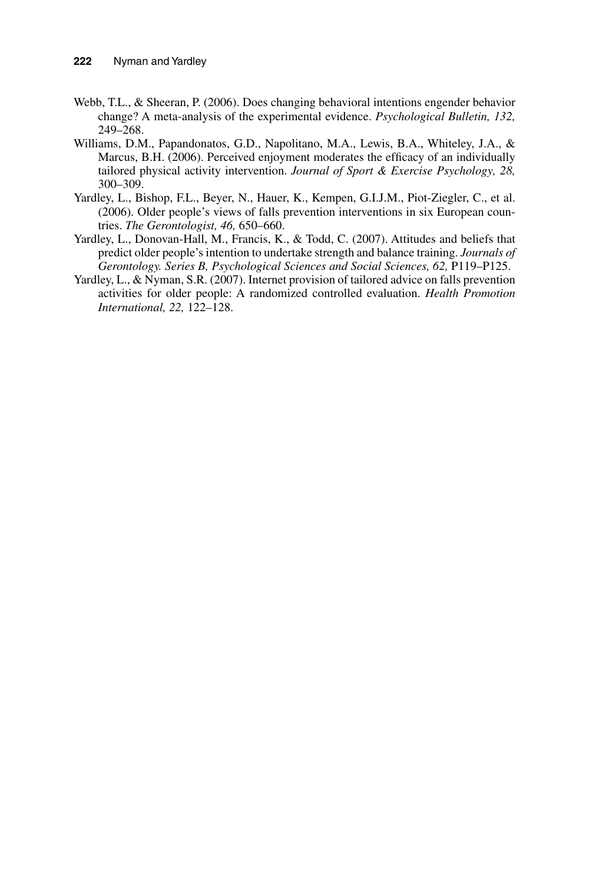Webb, T.L., & Sheeran, P. (2006). Does changing behavioral intentions engender behavior change? A meta-analysis of the experimental evidence. *Psychological Bulletin, 132,* 249–268.

Williams, D.M., Papandonatos, G.D., Napolitano, M.A., Lewis, B.A., Whiteley, J.A., & Marcus, B.H. (2006). Perceived enjoyment moderates the efficacy of an individually tailored physical activity intervention. *Journal of Sport & Exercise Psychology, 28,* 300–309.

Yardley, L., Bishop, F.L., Beyer, N., Hauer, K., Kempen, G.I.J.M., Piot-Ziegler, C., et al. (2006). Older people's views of falls prevention interventions in six European countries. *The Gerontologist, 46,* 650–660.

Yardley, L., Donovan-Hall, M., Francis, K., & Todd, C. (2007). Attitudes and beliefs that predict older people's intention to undertake strength and balance training. *Journals of Gerontology. Series B, Psychological Sciences and Social Sciences, 62,* P119–P125.

Yardley, L., & Nyman, S.R. (2007). Internet provision of tailored advice on falls prevention activities for older people: A randomized controlled evaluation. *Health Promotion International, 22,* 122–128.